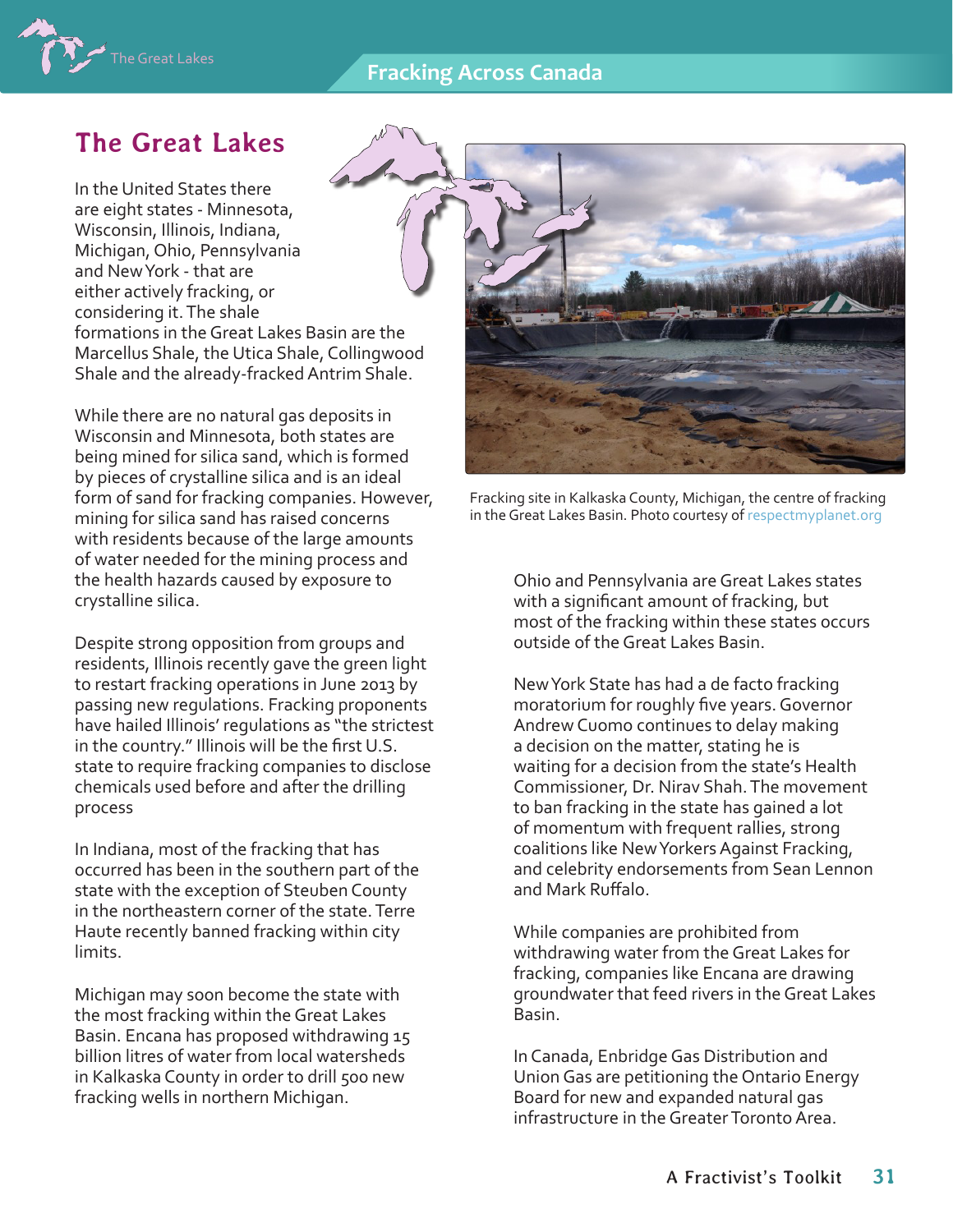# The Great Lakes

In the United States there are eight states - Minnesota, Wisconsin, Illinois, Indiana, Michigan, Ohio, Pennsylvania and New York - that are either actively fracking, or considering it. The shale formations in the Great Lakes Basin are the Marcellus Shale, the Utica Shale, Collingwood Shale and the already-fracked Antrim Shale.

While there are no natural gas deposits in Wisconsin and Minnesota, both states are being mined for silica sand, which is formed by pieces of crystalline silica and is an ideal form of sand for fracking companies. However, mining for silica sand has raised concerns with residents because of the large amounts of water needed for the mining process and the health hazards caused by exposure to crystalline silica.

Despite strong opposition from groups and residents, Illinois recently gave the green light to restart fracking operations in June 2013 by passing new regulations. Fracking proponents have hailed Illinois' regulations as "the strictest in the country." Illinois will be the first U.S. state to require fracking companies to disclose chemicals used before and after the drilling process

In Indiana, most of the fracking that has occurred has been in the southern part of the state with the exception of Steuben County in the northeastern corner of the state. Terre Haute recently banned fracking within city limits.

Michigan may soon become the state with the most fracking within the Great Lakes Basin. Encana has proposed withdrawing 15 billion litres of water from local watersheds in Kalkaska County in order to drill 500 new fracking wells in northern Michigan.

Fracking site in Kalkaska County, Michigan, the centre of fracking in the Great Lakes Basin. Photo courtesy of respectmyplanet.org

Ohio and Pennsylvania are Great Lakes states with a significant amount of fracking, but most of the fracking within these states occurs outside of the Great Lakes Basin.

New York State has had a de facto fracking moratorium for roughly five years. Governor Andrew Cuomo continues to delay making a decision on the matter, stating he is waiting for a decision from the state's Health Commissioner, Dr. Nirav Shah. The movement to ban fracking in the state has gained a lot of momentum with frequent rallies, strong coalitions like New Yorkers Against Fracking, and celebrity endorsements from Sean Lennon and Mark Ruffalo.

While companies are prohibited from withdrawing water from the Great Lakes for fracking, companies like Encana are drawing groundwater that feed rivers in the Great Lakes Basin.

In Canada, Enbridge Gas Distribution and Union Gas are petitioning the Ontario Energy Board for new and expanded natural gas infrastructure in the Greater Toronto Area.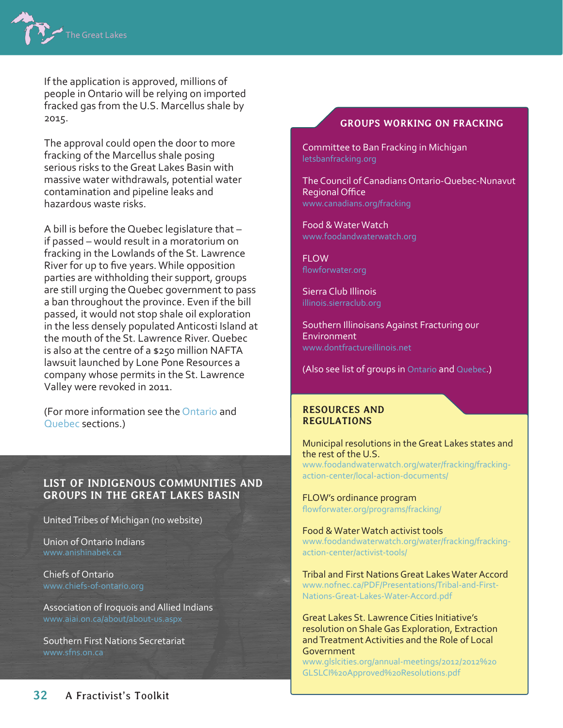If the application is approved, millions of people in Ontario will be relying on imported fracked gas from the U.S. Marcellus shale by 2015.

The approval could open the door to more fracking of the Marcellus shale posing serious risks to the Great Lakes Basin with massive water withdrawals, potential water contamination and pipeline leaks and hazardous waste risks.

A bill is before the Quebec legislature that – if passed – would result in a moratorium on fracking in the Lowlands of the St. Lawrence River for up to five years. While opposition parties are withholding their support, groups are still urging the Quebec government to pass a ban throughout the province. Even if the bill passed, it would not stop shale oil exploration in the less densely populated Anticosti Island at the mouth of the St. Lawrence River. Quebec is also at the centre of a $250 million NAFTA lawsuit launched by Lone Pone Resources a company whose permits in the St. Lawrence Valley were revoked in 2011.

(For more information see the Ontario and Quebec sections.)

## LIST OF INDIGENOUS COMMUNITIES AND GROUPS IN THE GREAT LAKES BASIN

United Tribes of Michigan (no website)

Union of Ontario Indians
www.anishinabek.ca

Chiefs of Ontario
www.chiefs-of-ontario.org

Association of Iroquois and Allied Indians
www.aiai.on.ca/about/about-us.aspx

Southern First Nations Secretariat
www.sfns.on.ca

## GROUPS WORKING ON FRACKING

Committee to Ban Fracking in Michigan
letsbanfracking.org

The Council of Canadians Ontario-Quebec-Nunavut Regional Office
www.canadians.org/fracking

Food & Water Watch
www.foodandwaterwatch.org

FLOW
flowforwater.org

Sierra Club Illinois
illinois.sierraclub.org

Southern Illinoisans Against Fracturing our Environment
www.dontfractureillinois.net

(Also see list of groups in Ontario and Quebec.)

## RESOURCES AND REGULATIONS

Municipal resolutions in the Great Lakes states and the rest of the U.S.
www.foodandwaterwatch.org/water/fracking/fracking-action-center/local-action-documents/

FLOW's ordinance program
flowforwater.org/programs/fracking/

Food & Water Watch activist tools
www.foodandwaterwatch.org/water/fracking/fracking-action-center/activist-tools/

Tribal and First Nations Great Lakes Water Accord
www.nofnec.ca/PDF/Presentations/Tribal-and-First-Nations-Great-Lakes-Water-Accord.pdf

Great Lakes St. Lawrence Cities Initiative's resolution on Shale Gas Exploration, Extraction and Treatment Activities and the Role of Local Government
www.glslcities.org/annual-meetings/2012/2012%20GLSLCI%20Approved%20Resolutions.pdf